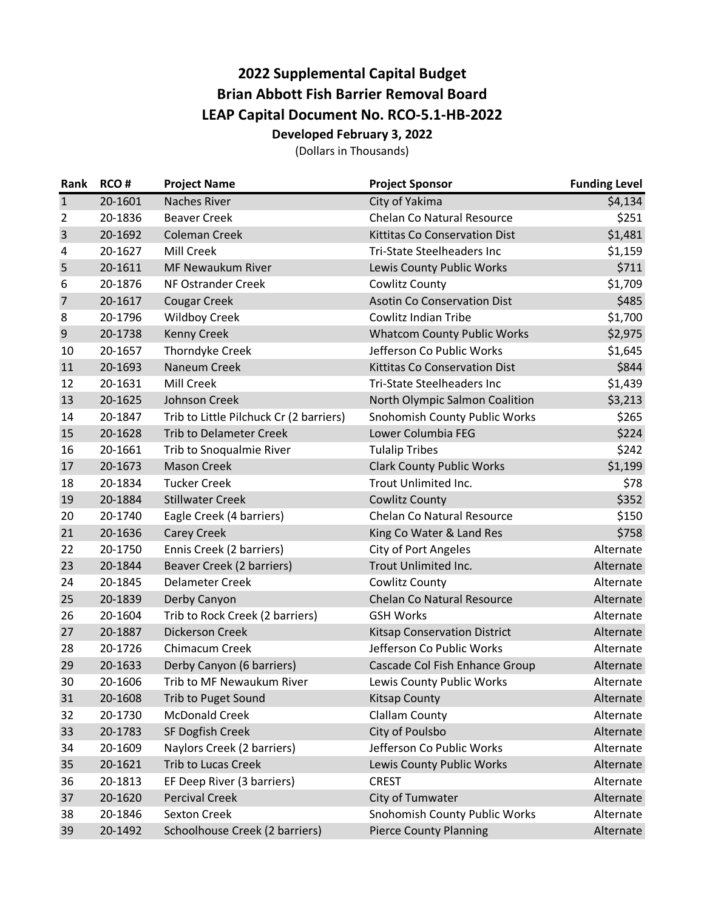# 2022 Supplemental Capital Budget
# Brian Abbott Fish Barrier Removal Board
# LEAP Capital Document No. RCO-5.1-HB-2022

**Developed February 3, 2022**

(Dollars in Thousands)

| Rank | RCO # | Project Name | Project Sponsor | Funding Level |
|---|---|---|---|---|
| 1 | 20-1601 | Naches River | City of Yakima | $4,134 |
| 2 | 20-1836 | Beaver Creek | Chelan Co Natural Resource | $251 |
| 3 | 20-1692 | Coleman Creek | Kittitas Co Conservation Dist | $1,481 |
| 4 | 20-1627 | Mill Creek | Tri-State Steelheaders Inc | $1,159 |
| 5 | 20-1611 | MF Newaukum River | Lewis County Public Works | $711 |
| 6 | 20-1876 | NF Ostrander Creek | Cowlitz County | $1,709 |
| 7 | 20-1617 | Cougar Creek | Asotin Co Conservation Dist | $485 |
| 8 | 20-1796 | Wildboy Creek | Cowlitz Indian Tribe | $1,700 |
| 9 | 20-1738 | Kenny Creek | Whatcom County Public Works | $2,975 |
| 10 | 20-1657 | Thorndyke Creek | Jefferson Co Public Works | $1,645 |
| 11 | 20-1693 | Naneum Creek | Kittitas Co Conservation Dist | $844 |
| 12 | 20-1631 | Mill Creek | Tri-State Steelheaders Inc | $1,439 |
| 13 | 20-1625 | Johnson Creek | North Olympic Salmon Coalition | $3,213 |
| 14 | 20-1847 | Trib to Little Pilchuck Cr (2 barriers) | Snohomish County Public Works | $265 |
| 15 | 20-1628 | Trib to Delameter Creek | Lower Columbia FEG | $224 |
| 16 | 20-1661 | Trib to Snoqualmie River | Tulalip Tribes | $242 |
| 17 | 20-1673 | Mason Creek | Clark County Public Works | $1,199 |
| 18 | 20-1834 | Tucker Creek | Trout Unlimited Inc. | $78 |
| 19 | 20-1884 | Stillwater Creek | Cowlitz County | $352 |
| 20 | 20-1740 | Eagle Creek (4 barriers) | Chelan Co Natural Resource | $150 |
| 21 | 20-1636 | Carey Creek | King Co Water & Land Res | $758 |
| 22 | 20-1750 | Ennis Creek (2 barriers) | City of Port Angeles | Alternate |
| 23 | 20-1844 | Beaver Creek (2 barriers) | Trout Unlimited Inc. | Alternate |
| 24 | 20-1845 | Delameter Creek | Cowlitz County | Alternate |
| 25 | 20-1839 | Derby Canyon | Chelan Co Natural Resource | Alternate |
| 26 | 20-1604 | Trib to Rock Creek (2 barriers) | GSH Works | Alternate |
| 27 | 20-1887 | Dickerson Creek | Kitsap Conservation District | Alternate |
| 28 | 20-1726 | Chimacum Creek | Jefferson Co Public Works | Alternate |
| 29 | 20-1633 | Derby Canyon (6 barriers) | Cascade Col Fish Enhance Group | Alternate |
| 30 | 20-1606 | Trib to MF Newaukum River | Lewis County Public Works | Alternate |
| 31 | 20-1608 | Trib to Puget Sound | Kitsap County | Alternate |
| 32 | 20-1730 | McDonald Creek | Clallam County | Alternate |
| 33 | 20-1783 | SF Dogfish Creek | City of Poulsbo | Alternate |
| 34 | 20-1609 | Naylors Creek (2 barriers) | Jefferson Co Public Works | Alternate |
| 35 | 20-1621 | Trib to Lucas Creek | Lewis County Public Works | Alternate |
| 36 | 20-1813 | EF Deep River (3 barriers) | CREST | Alternate |
| 37 | 20-1620 | Percival Creek | City of Tumwater | Alternate |
| 38 | 20-1846 | Sexton Creek | Snohomish County Public Works | Alternate |
| 39 | 20-1492 | Schoolhouse Creek (2 barriers) | Pierce County Planning | Alternate |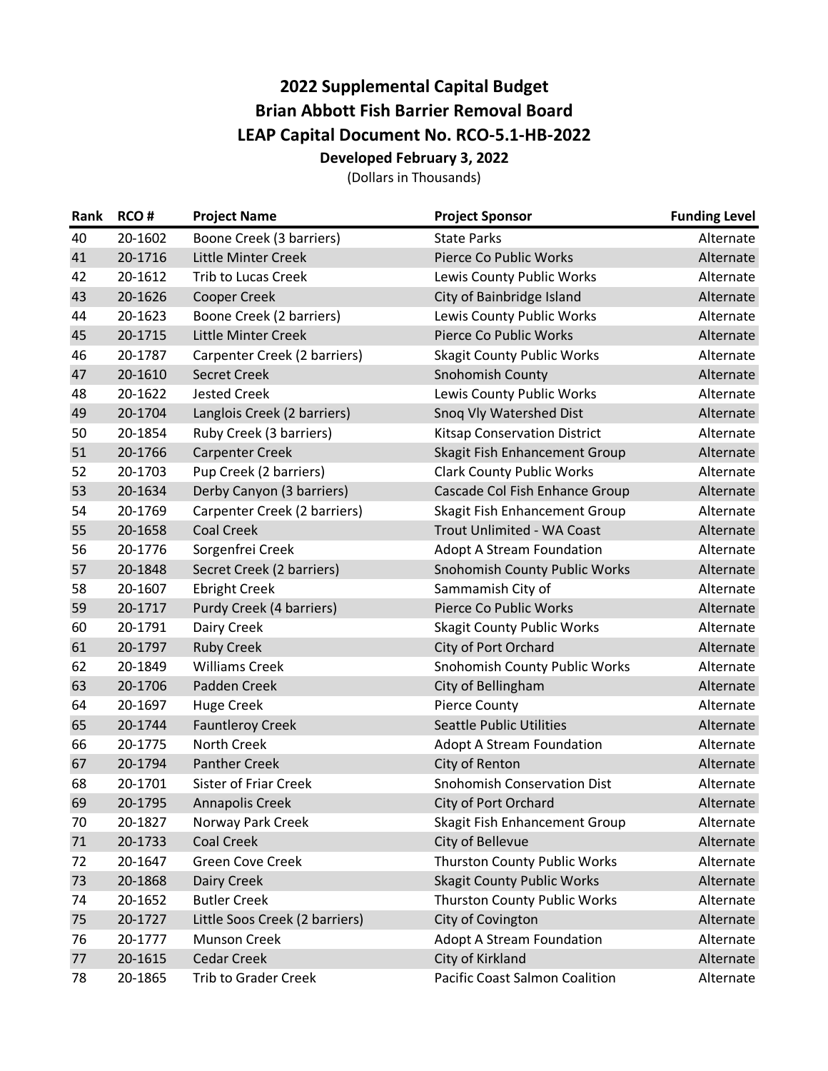# 2022 Supplemental Capital Budget
## Brian Abbott Fish Barrier Removal Board
## LEAP Capital Document No. RCO-5.1-HB-2022
### Developed February 3, 2022

(Dollars in Thousands)

| Rank | RCO # | Project Name | Project Sponsor | Funding Level |
|---|---|---|---|---|
| 40 | 20-1602 | Boone Creek (3 barriers) | State Parks | Alternate |
| 41 | 20-1716 | Little Minter Creek | Pierce Co Public Works | Alternate |
| 42 | 20-1612 | Trib to Lucas Creek | Lewis County Public Works | Alternate |
| 43 | 20-1626 | Cooper Creek | City of Bainbridge Island | Alternate |
| 44 | 20-1623 | Boone Creek (2 barriers) | Lewis County Public Works | Alternate |
| 45 | 20-1715 | Little Minter Creek | Pierce Co Public Works | Alternate |
| 46 | 20-1787 | Carpenter Creek (2 barriers) | Skagit County Public Works | Alternate |
| 47 | 20-1610 | Secret Creek | Snohomish County | Alternate |
| 48 | 20-1622 | Jested Creek | Lewis County Public Works | Alternate |
| 49 | 20-1704 | Langlois Creek (2 barriers) | Snoq Vly Watershed Dist | Alternate |
| 50 | 20-1854 | Ruby Creek (3 barriers) | Kitsap Conservation District | Alternate |
| 51 | 20-1766 | Carpenter Creek | Skagit Fish Enhancement Group | Alternate |
| 52 | 20-1703 | Pup Creek (2 barriers) | Clark County Public Works | Alternate |
| 53 | 20-1634 | Derby Canyon (3 barriers) | Cascade Col Fish Enhance Group | Alternate |
| 54 | 20-1769 | Carpenter Creek (2 barriers) | Skagit Fish Enhancement Group | Alternate |
| 55 | 20-1658 | Coal Creek | Trout Unlimited - WA Coast | Alternate |
| 56 | 20-1776 | Sorgenfrei Creek | Adopt A Stream Foundation | Alternate |
| 57 | 20-1848 | Secret Creek (2 barriers) | Snohomish County Public Works | Alternate |
| 58 | 20-1607 | Ebright Creek | Sammamish City of | Alternate |
| 59 | 20-1717 | Purdy Creek (4 barriers) | Pierce Co Public Works | Alternate |
| 60 | 20-1791 | Dairy Creek | Skagit County Public Works | Alternate |
| 61 | 20-1797 | Ruby Creek | City of Port Orchard | Alternate |
| 62 | 20-1849 | Williams Creek | Snohomish County Public Works | Alternate |
| 63 | 20-1706 | Padden Creek | City of Bellingham | Alternate |
| 64 | 20-1697 | Huge Creek | Pierce County | Alternate |
| 65 | 20-1744 | Fauntleroy Creek | Seattle Public Utilities | Alternate |
| 66 | 20-1775 | North Creek | Adopt A Stream Foundation | Alternate |
| 67 | 20-1794 | Panther Creek | City of Renton | Alternate |
| 68 | 20-1701 | Sister of Friar Creek | Snohomish Conservation Dist | Alternate |
| 69 | 20-1795 | Annapolis Creek | City of Port Orchard | Alternate |
| 70 | 20-1827 | Norway Park Creek | Skagit Fish Enhancement Group | Alternate |
| 71 | 20-1733 | Coal Creek | City of Bellevue | Alternate |
| 72 | 20-1647 | Green Cove Creek | Thurston County Public Works | Alternate |
| 73 | 20-1868 | Dairy Creek | Skagit County Public Works | Alternate |
| 74 | 20-1652 | Butler Creek | Thurston County Public Works | Alternate |
| 75 | 20-1727 | Little Soos Creek (2 barriers) | City of Covington | Alternate |
| 76 | 20-1777 | Munson Creek | Adopt A Stream Foundation | Alternate |
| 77 | 20-1615 | Cedar Creek | City of Kirkland | Alternate |
| 78 | 20-1865 | Trib to Grader Creek | Pacific Coast Salmon Coalition | Alternate |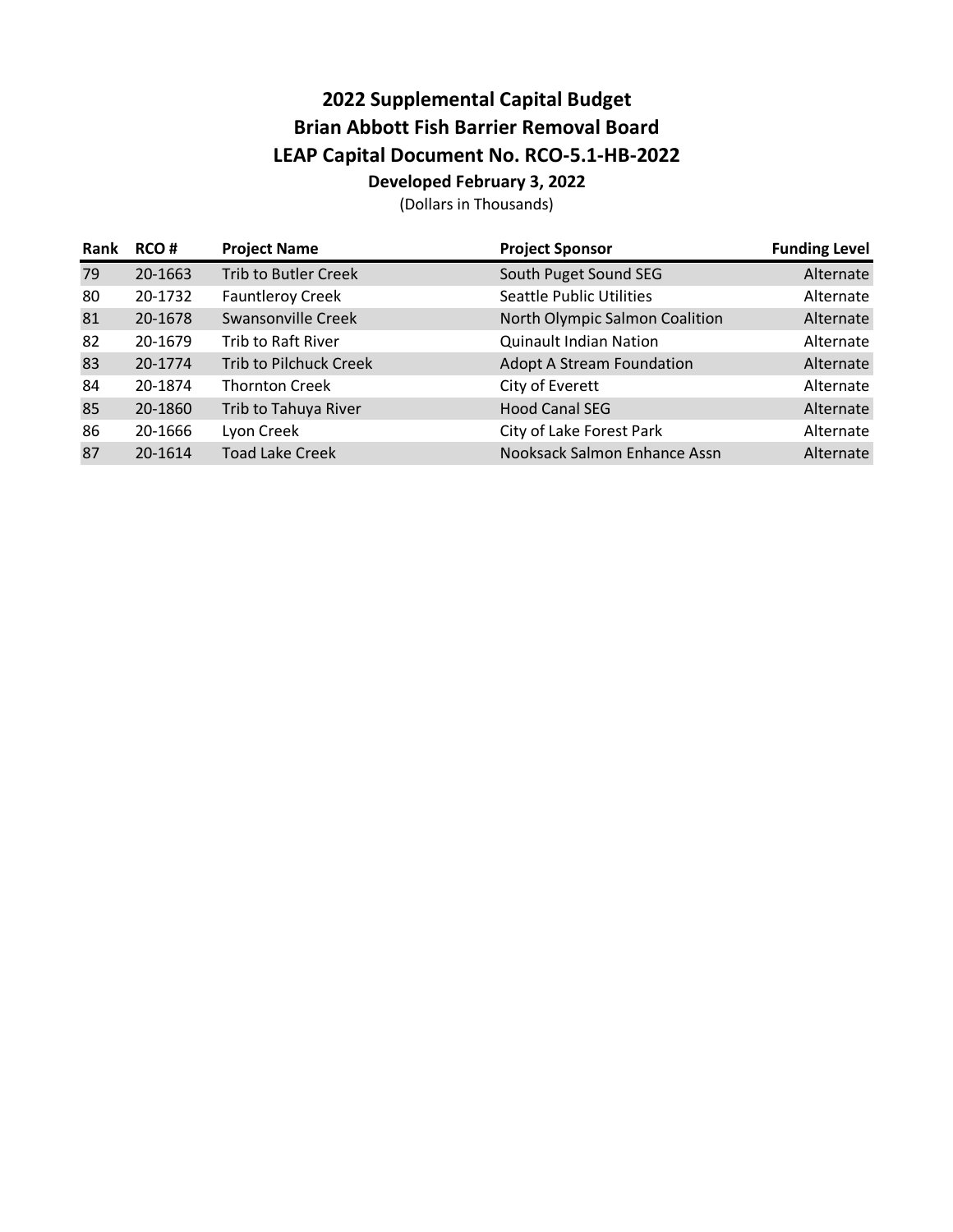# 2022 Supplemental Capital Budget
# Brian Abbott Fish Barrier Removal Board
# LEAP Capital Document No. RCO-5.1-HB-2022

**Developed February 3, 2022**

(Dollars in Thousands)

| Rank | RCO # | Project Name | Project Sponsor | Funding Level |
|---|---|---|---|---|
| 79 | 20-1663 | Trib to Butler Creek | South Puget Sound SEG | Alternate |
| 80 | 20-1732 | Fauntleroy Creek | Seattle Public Utilities | Alternate |
| 81 | 20-1678 | Swansonville Creek | North Olympic Salmon Coalition | Alternate |
| 82 | 20-1679 | Trib to Raft River | Quinault Indian Nation | Alternate |
| 83 | 20-1774 | Trib to Pilchuck Creek | Adopt A Stream Foundation | Alternate |
| 84 | 20-1874 | Thornton Creek | City of Everett | Alternate |
| 85 | 20-1860 | Trib to Tahuya River | Hood Canal SEG | Alternate |
| 86 | 20-1666 | Lyon Creek | City of Lake Forest Park | Alternate |
| 87 | 20-1614 | Toad Lake Creek | Nooksack Salmon Enhance Assn | Alternate |